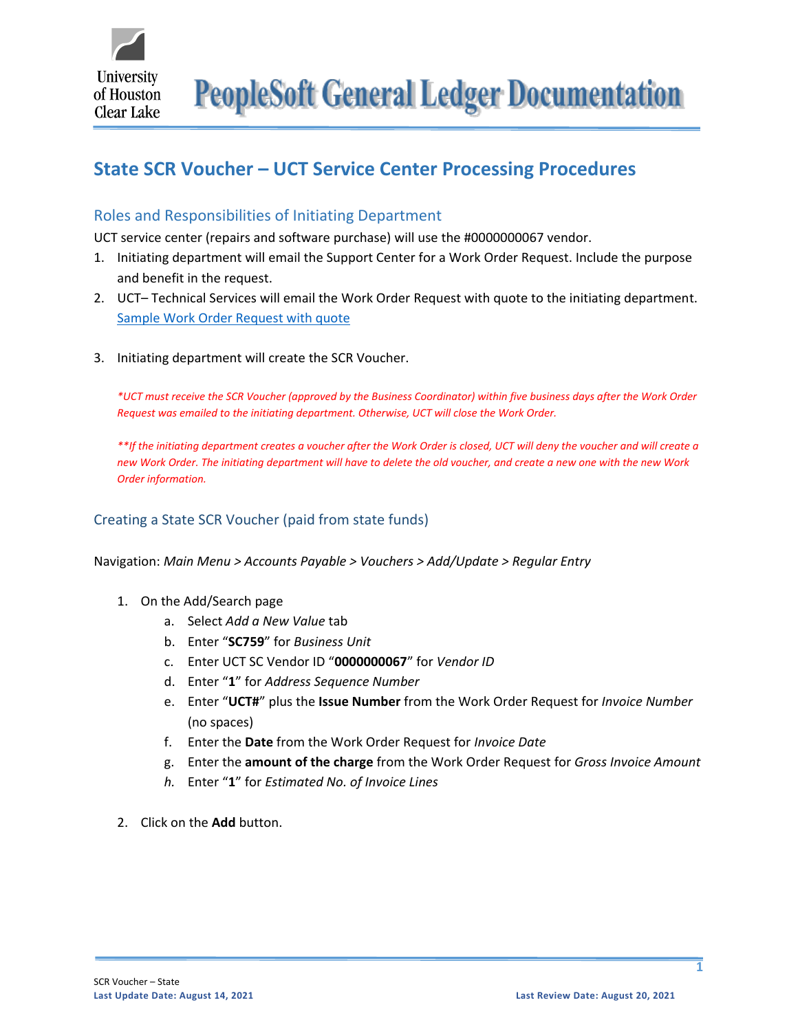# PeopleSoft General Ledger Documentation

## State SCR Voucher – UCT Service Center Processing Procedures

### Roles and Responsibilities of Initiating Department

UCT service center (repairs and software purchase) will use the #0000000067 vendor.

1. Initiating department will email the Support Center for a Work Order Request. Include the purpose and benefit in the request.
2. UCT– Technical Services will email the Work Order Request with quote to the initiating department. Sample Work Order Request with quote
3. Initiating department will create the SCR Voucher.

*\*UCT must receive the SCR Voucher (approved by the Business Coordinator) within five business days after the Work Order Request was emailed to the initiating department. Otherwise, UCT will close the Work Order.*

*\*\*If the initiating department creates a voucher after the Work Order is closed, UCT will deny the voucher and will create a new Work Order. The initiating department will have to delete the old voucher, and create a new one with the new Work Order information.*

### Creating a State SCR Voucher (paid from state funds)

Navigation: *Main Menu > Accounts Payable > Vouchers > Add/Update > Regular Entry*

1. On the Add/Search page
    a. Select *Add a New Value* tab
    b. Enter "**SC759**" for *Business Unit*
    c. Enter UCT SC Vendor ID "**0000000067**" for *Vendor ID*
    d. Enter "**1**" for *Address Sequence Number*
    e. Enter "**UCT#**" plus the **Issue Number** from the Work Order Request for *Invoice Number* (no spaces)
    f. Enter the **Date** from the Work Order Request for *Invoice Date*
    g. Enter the **amount of the charge** from the Work Order Request for *Gross Invoice Amount*
    h. Enter "**1**" for *Estimated No. of Invoice Lines*
2. Click on the **Add** button.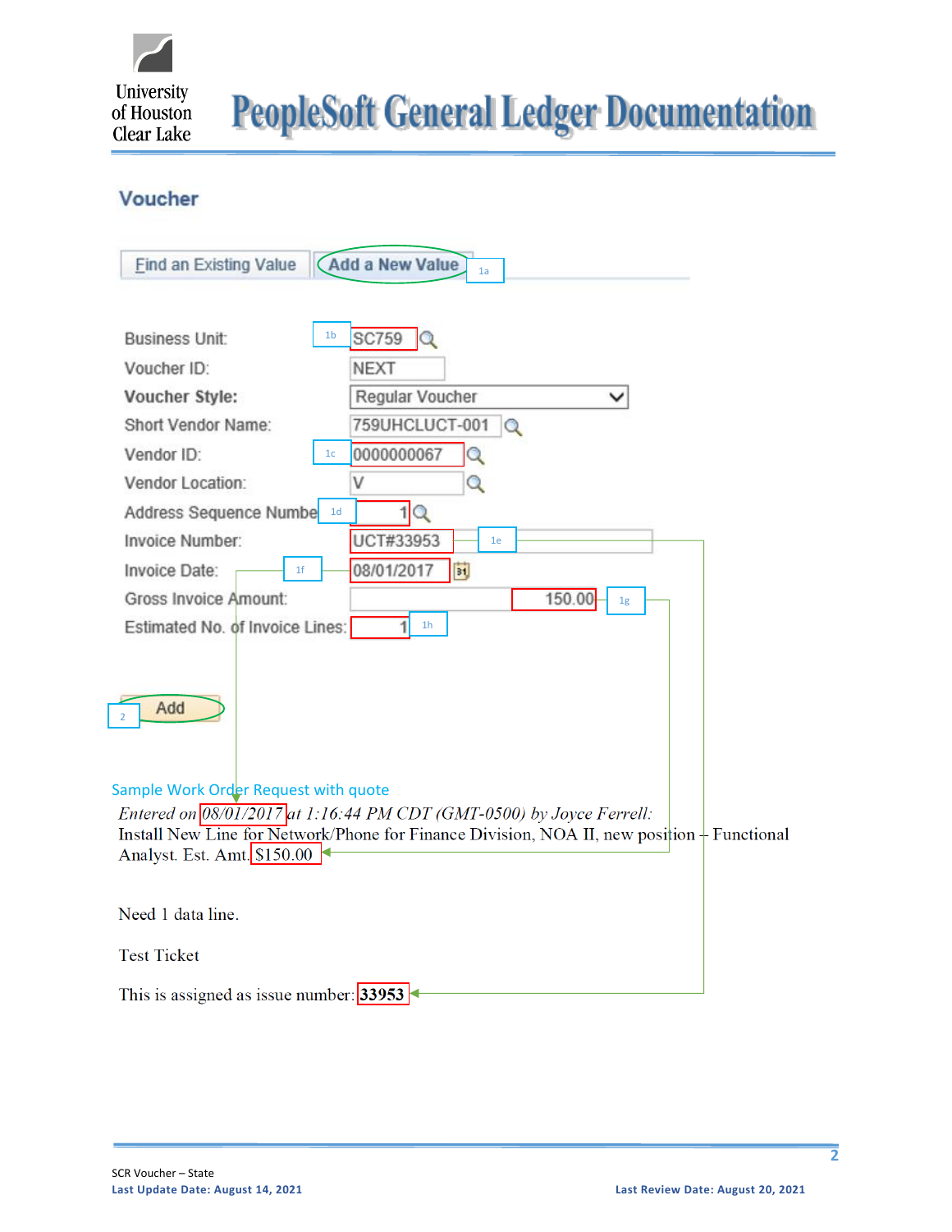## Voucher

Find an Existing Value | Add a New Value (1a)

| Field | Value | Step |
| --- | --- | --- |
| Business Unit: | SC759 | 1b |
| Voucher ID: | NEXT | |
| **Voucher Style:** | Regular Voucher | |
| Short Vendor Name: | 759UHCLUCT-001 | |
| Vendor ID: | 0000000067 | 1c |
| Vendor Location: | V | |
| Address Sequence Number: | 1 | 1d |
| Invoice Number: | UCT#33953 | 1e |
| Invoice Date: | 08/01/2017 | 1f |
| Gross Invoice Amount: | 150.00 | 1g |
| Estimated No. of Invoice Lines: | 1 | 1h |

Add (2)

Sample Work Order Request with quote

*Entered on 08/01/2017 at 1:16:44 PM CDT (GMT-0500) by Joyce Ferrell:*
Install New Line for Network/Phone for Finance Division, NOA II, new position – Functional Analyst. Est. Amt. $150.00

Need 1 data line.

Test Ticket

This is assigned as issue number: **33953**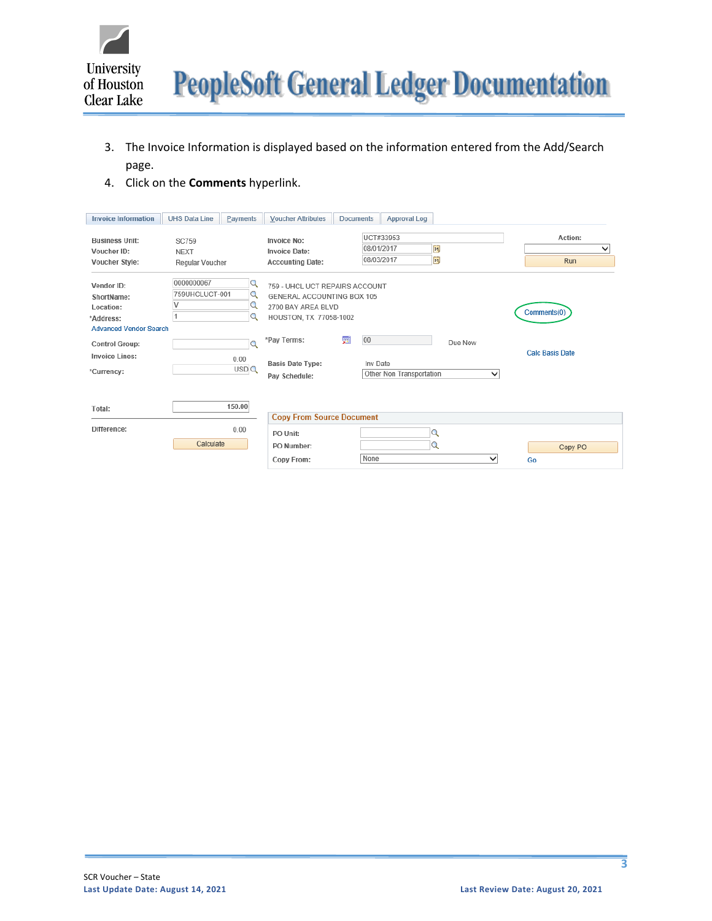3. The Invoice Information is displayed based on the information entered from the Add/Search page.
4. Click on the **Comments** hyperlink.

Invoice Information | UHS Data Line | Payments | Voucher Attributes | Documents | Approval Log

Business Unit: SC759
Voucher ID: NEXT
Voucher Style: Regular Voucher

Invoice No: UCT#33953
Invoice Date: 08/01/2017
Accounting Date: 08/03/2017

Action:
Run

Vendor ID: 0000000067
ShortName: 759UHCLUCT-001
Location: V
*Address: 1
Advanced Vendor Search

759 - UHCL UCT REPAIRS ACCOUNT
GENERAL ACCOUNTING BOX 105
2700 BAY AREA BLVD
HOUSTON, TX 77058-1002

Comments(0)

Control Group:
Invoice Lines: 0.00
*Currency: USD

*Pay Terms: 00 Due Now
Basis Date Type: Inv Date
Pay Schedule: Other Non Transportation

Calc Basis Date

Total: 150.00
Difference: 0.00
Calculate

**Copy From Source Document**

PO Unit:
PO Number:
Copy From: None

Copy PO
Go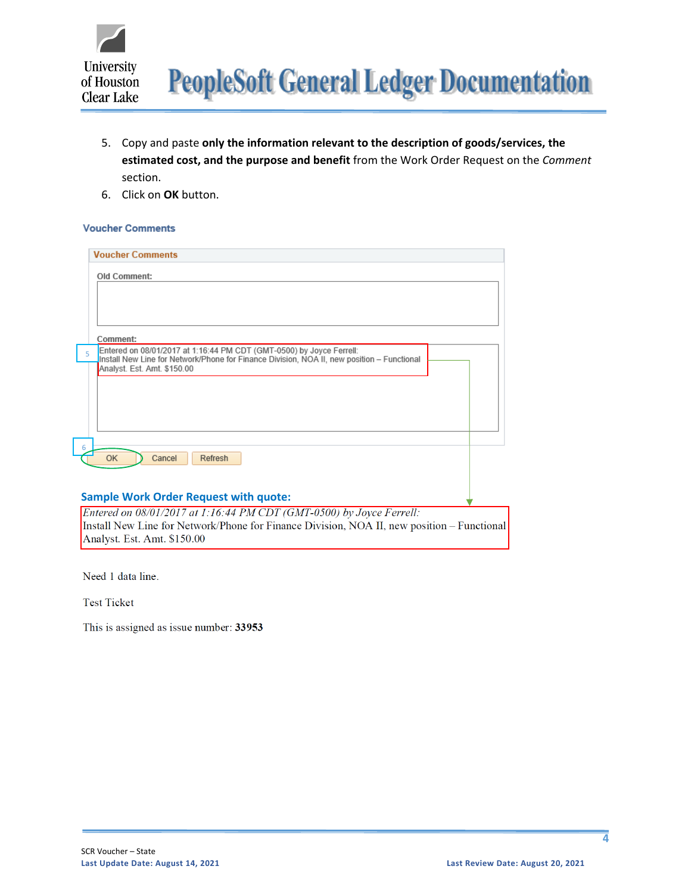5. Copy and paste **only the information relevant to the description of goods/services, the estimated cost, and the purpose and benefit** from the Work Order Request on the *Comment* section.
6. Click on **OK** button.

**Voucher Comments**

**Voucher Comments**

Old Comment:

Comment:

Entered on 08/01/2017 at 1:16:44 PM CDT (GMT-0500) by Joyce Ferrell:
Install New Line for Network/Phone for Finance Division, NOA II, new position – Functional Analyst. Est. Amt. $150.00

OK | Cancel | Refresh

**Sample Work Order Request with quote:**

*Entered on 08/01/2017 at 1:16:44 PM CDT (GMT-0500) by Joyce Ferrell:*
Install New Line for Network/Phone for Finance Division, NOA II, new position – Functional Analyst. Est. Amt. $150.00

Need 1 data line.

Test Ticket

This is assigned as issue number: **33953**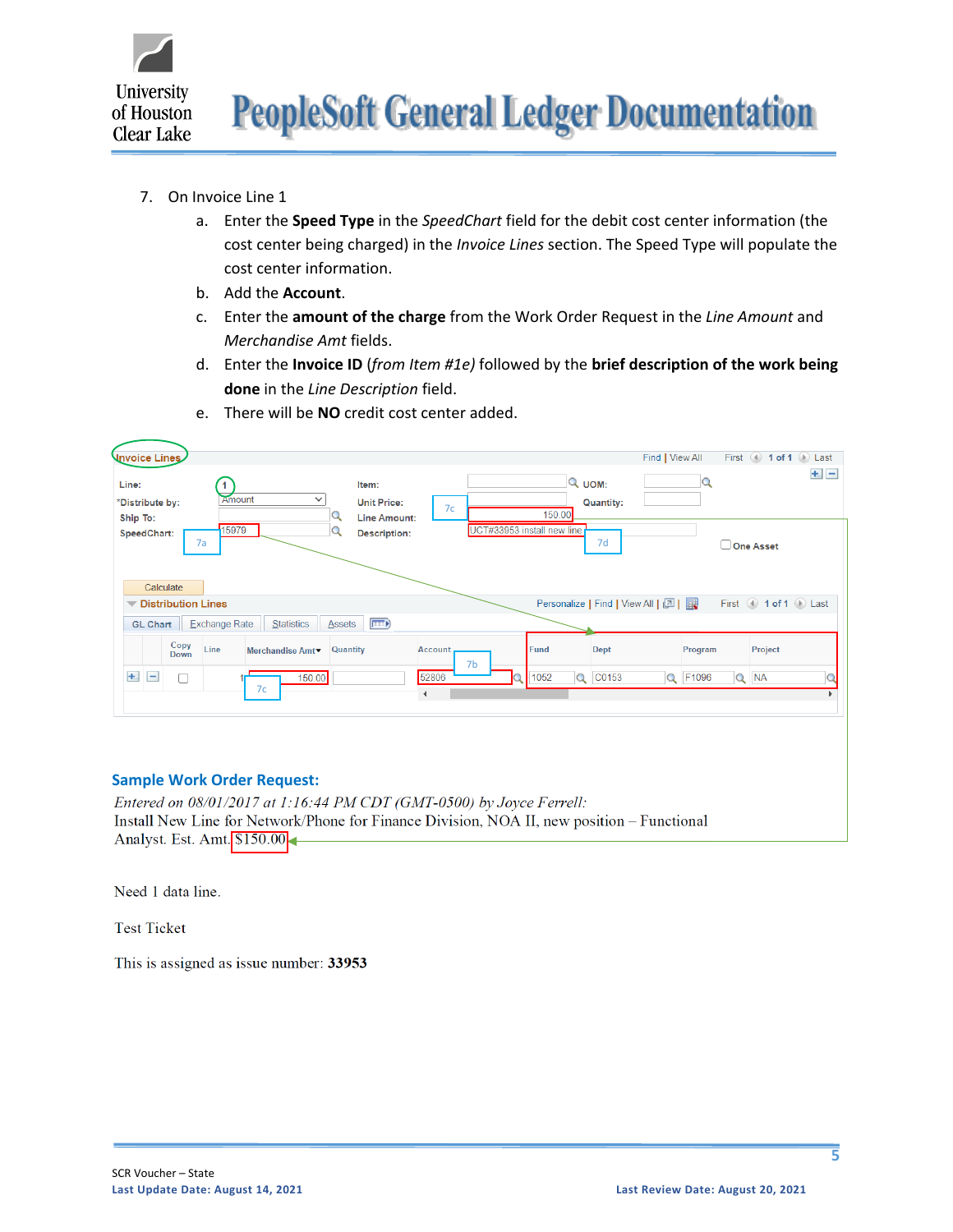7. On Invoice Line 1
   a. Enter the **Speed Type** in the *SpeedChart* field for the debit cost center information (the cost center being charged) in the *Invoice Lines* section. The Speed Type will populate the cost center information.
   b. Add the **Account**.
   c. Enter the **amount of the charge** from the Work Order Request in the *Line Amount* and *Merchandise Amt* fields.
   d. Enter the **Invoice ID** (*from Item #1e)* followed by the **brief description of the work being done** in the *Line Description* field.
   e. There will be **NO** credit cost center added.

Invoice Lines

Line: 1 | Item: | UOM:
*Distribute by: Amount | Unit Price: | Quantity:
Ship To: | Line Amount: 150.00 (7c)
SpeedChart: 15979 (7a) | Description: UCT#33953 install new line (7d)

One Asset

Calculate

Distribution Lines

GL Chart | Exchange Rate | Statistics | Assets

| Copy Down | Line | Merchandise Amt | Quantity | Account | Fund | Dept | Program | Project |
|---|---|---|---|---|---|---|---|---|
| | 1 | 150.00 (7c) | | 52806 (7b) | 1052 | C0153 | F1096 | NA |

### Sample Work Order Request:

*Entered on 08/01/2017 at 1:16:44 PM CDT (GMT-0500) by Joyce Ferrell:*
Install New Line for Network/Phone for Finance Division, NOA II, new position – Functional Analyst. Est. Amt. $150.00

Need 1 data line.

Test Ticket

This is assigned as issue number: **33953**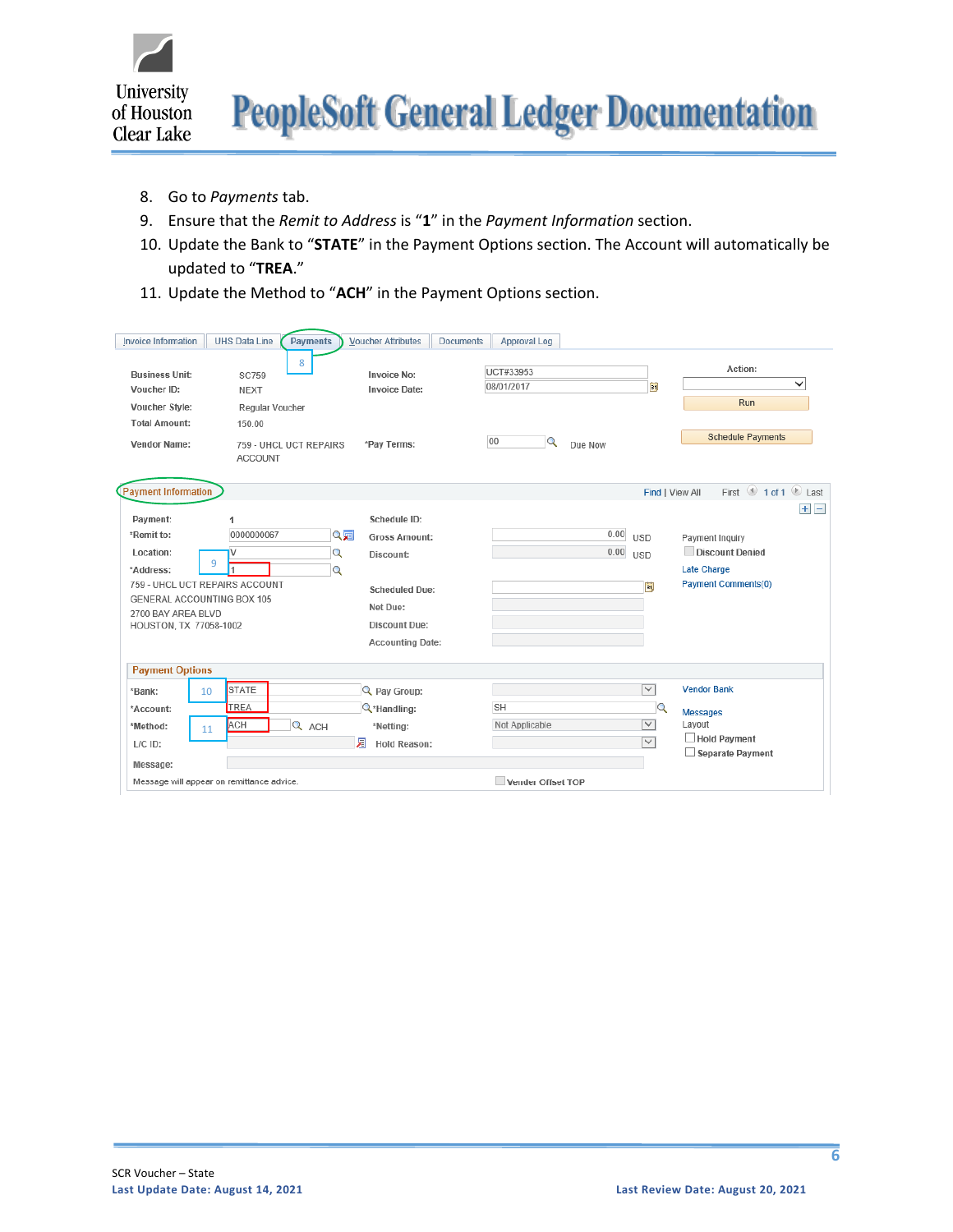8. Go to *Payments* tab.
9. Ensure that the *Remit to Address* is "**1**" in the *Payment Information* section.
10. Update the Bank to "**STATE**" in the Payment Options section. The Account will automatically be updated to "**TREA**."
11. Update the Method to "**ACH**" in the Payment Options section.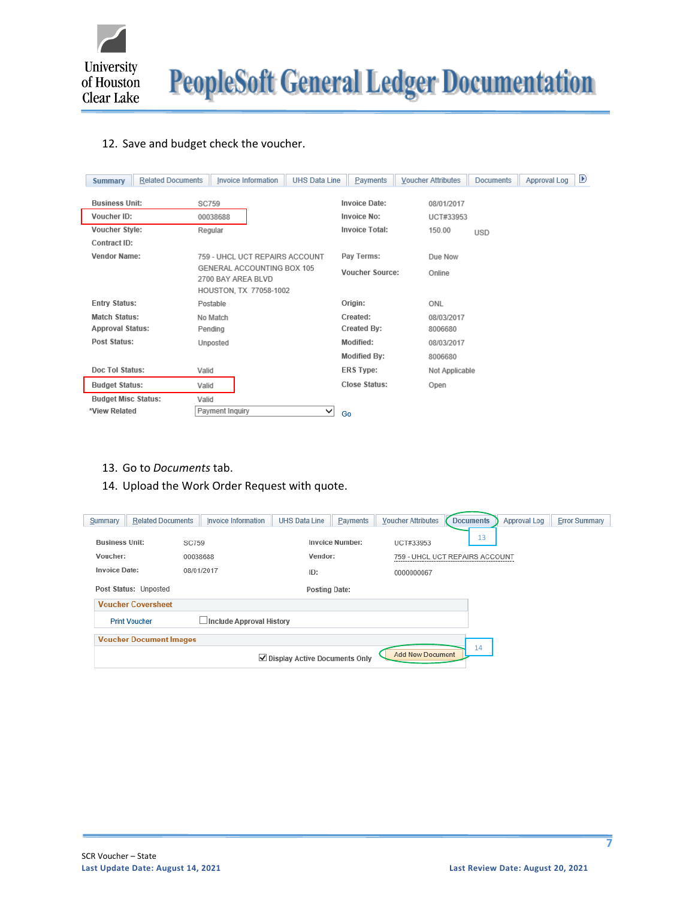12. Save and budget check the voucher.

Summary | Related Documents | Invoice Information | UHS Data Line | Payments | Voucher Attributes | Documents | Approval Log

| | | | |
|---|---|---|---|
| Business Unit: | SC759 | Invoice Date: | 08/01/2017 |
| Voucher ID: | 00038688 | Invoice No: | UCT#33953 |
| Voucher Style: | Regular | Invoice Total: | 150.00 USD |
| Contract ID: | | | |
| Vendor Name: | 759 - UHCL UCT REPAIRS ACCOUNT GENERAL ACCOUNTING BOX 105 2700 BAY AREA BLVD HOUSTON, TX 77058-1002 | Pay Terms: | Due Now |
| | | Voucher Source: | Online |
| Entry Status: | Postable | Origin: | ONL |
| Match Status: | No Match | Created: | 08/03/2017 |
| Approval Status: | Pending | Created By: | 8006680 |
| Post Status: | Unposted | Modified: | 08/03/2017 |
| | | Modified By: | 8006680 |
| Doc Tol Status: | Valid | ERS Type: | Not Applicable |
| Budget Status: | Valid | Close Status: | Open |
| Budget Misc Status: | Valid | | |
| *View Related | Payment Inquiry | Go | |

13. Go to *Documents* tab.
14. Upload the Work Order Request with quote.

Summary | Related Documents | Invoice Information | UHS Data Line | Payments | Voucher Attributes | Documents | Approval Log | Error Summary

| | | | |
|---|---|---|---|
| Business Unit: | SC759 | Invoice Number: | UCT#33953 |
| Voucher: | 00038688 | Vendor: | 759 - UHCL UCT REPAIRS ACCOUNT |
| Invoice Date: | 08/01/2017 | ID: | 0000000067 |
| Post Status: | Unposted | Posting Date: | |

**Voucher Coversheet**

Print Voucher ☐ Include Approval History

**Voucher Document Images**

☑ Display Active Documents Only | Add New Document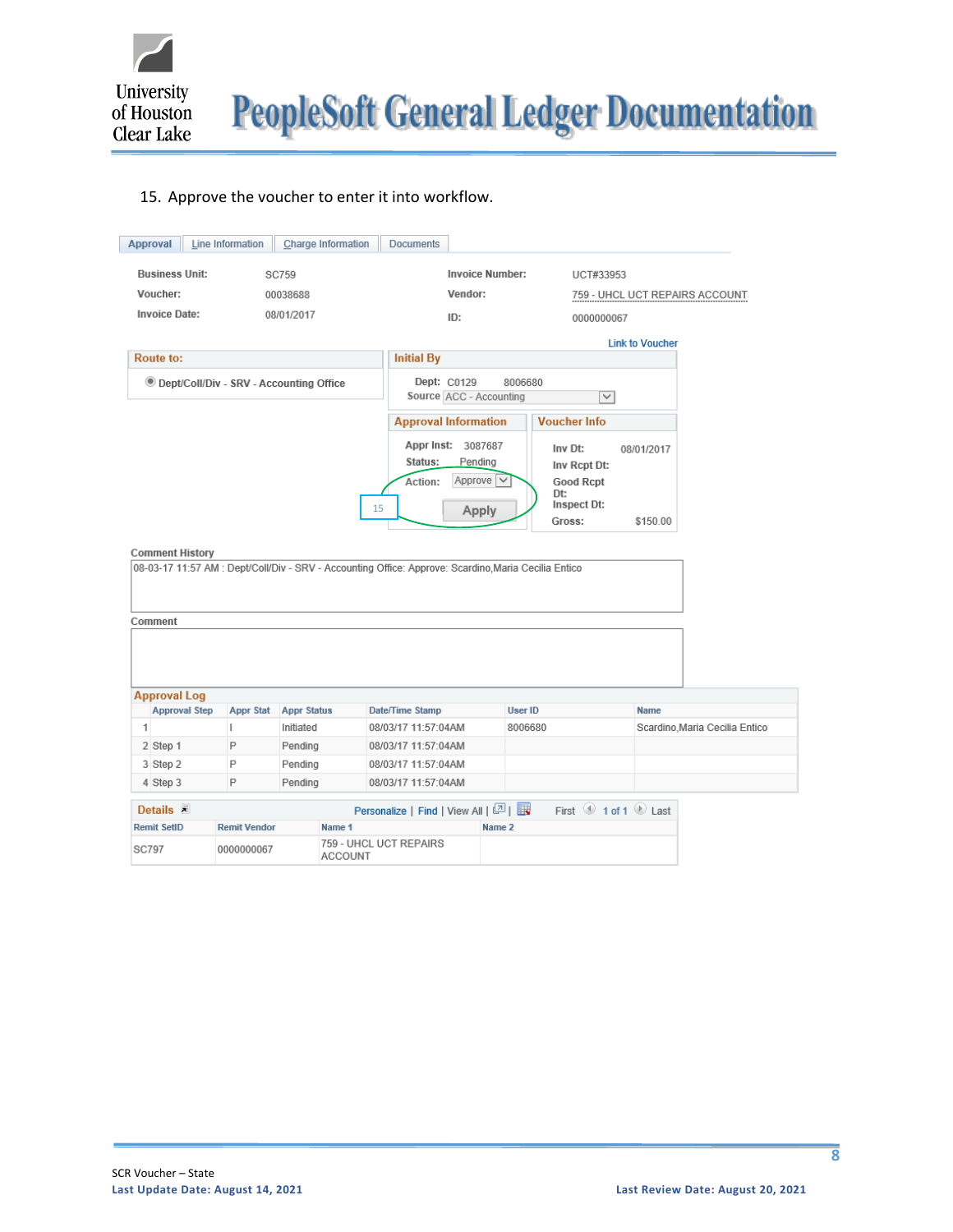15. Approve the voucher to enter it into workflow.

Approval | Line Information | Charge Information | Documents

Business Unit: SC759

Voucher: 00038688

Invoice Date: 08/01/2017

Invoice Number: UCT#33953

Vendor: 759 - UHCL UCT REPAIRS ACCOUNT

ID: 0000000067

Link to Voucher

**Route to:**

Dept/Coll/Div - SRV - Accounting Office

**Initial By**

Dept: C0129 8006680

Source ACC - Accounting

**Approval Information**

Appr Inst: 3087687

Status: Pending

Action: Approve

Apply

15

**Voucher Info**

Inv Dt: 08/01/2017

Inv Rcpt Dt:

Good Rcpt Dt:

Inspect Dt:

Gross: $150.00

Comment History

08-03-17 11:57 AM : Dept/Coll/Div - SRV - Accounting Office: Approve: Scardino,Maria Cecilia Entico

Comment

**Approval Log**

| | Approval Step | Appr Stat | Appr Status | Date/Time Stamp | User ID | Name |
|---|---|---|---|---|---|---|
| 1 | | I | Initiated | 08/03/17 11:57:04AM | 8006680 | Scardino,Maria Cecilia Entico |
| 2 | Step 1 | P | Pending | 08/03/17 11:57:04AM | | |
| 3 | Step 2 | P | Pending | 08/03/17 11:57:04AM | | |
| 4 | Step 3 | P | Pending | 08/03/17 11:57:04AM | | |

**Details** Personalize | Find | View All | First 1 of 1 Last

| Remit SetID | Remit Vendor | Name 1 | Name 2 |
|---|---|---|---|
| SC797 | 0000000067 | 759 - UHCL UCT REPAIRS ACCOUNT | |

SCR Voucher – State

**Last Update Date: August 14, 2021** **Last Review Date: August 20, 2021**